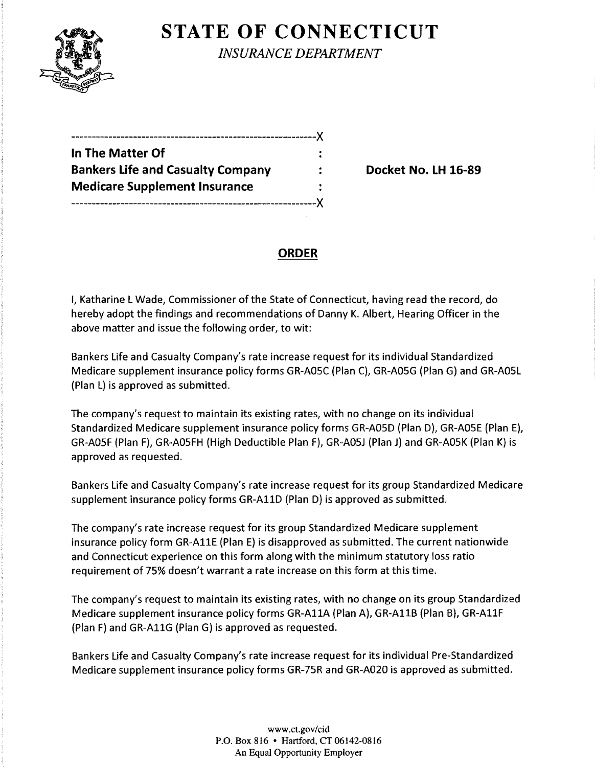# STATE OF CONNECTICUT

*INSURANCE DEPARTMENT*

---

**In The Matter Of**
**Bankers Life and Casualty Company**
**Medicare Supplement Insurance**

---

**Docket No. LH 16-89**

## ORDER

I, Katharine L Wade, Commissioner of the State of Connecticut, having read the record, do hereby adopt the findings and recommendations of Danny K. Albert, Hearing Officer in the above matter and issue the following order, to wit:

Bankers Life and Casualty Company's rate increase request for its individual Standardized Medicare supplement insurance policy forms GR-A05C (Plan C), GR-A05G (Plan G) and GR-A05L (Plan L) is approved as submitted.

The company's request to maintain its existing rates, with no change on its individual Standardized Medicare supplement insurance policy forms GR-A05D (Plan D), GR-A05E (Plan E), GR-A05F (Plan F), GR-A05FH (High Deductible Plan F), GR-A05J (Plan J) and GR-A05K (Plan K) is approved as requested.

Bankers Life and Casualty Company's rate increase request for its group Standardized Medicare supplement insurance policy forms GR-A11D (Plan D) is approved as submitted.

The company's rate increase request for its group Standardized Medicare supplement insurance policy form GR-A11E (Plan E) is disapproved as submitted. The current nationwide and Connecticut experience on this form along with the minimum statutory loss ratio requirement of 75% doesn't warrant a rate increase on this form at this time.

The company's request to maintain its existing rates, with no change on its group Standardized Medicare supplement insurance policy forms GR-A11A (Plan A), GR-A11B (Plan B), GR-A11F (Plan F) and GR-A11G (Plan G) is approved as requested.

Bankers Life and Casualty Company's rate increase request for its individual Pre-Standardized Medicare supplement insurance policy forms GR-75R and GR-A020 is approved as submitted.

www.ct.gov/cid
P.O. Box 816 • Hartford, CT 06142-0816
An Equal Opportunity Employer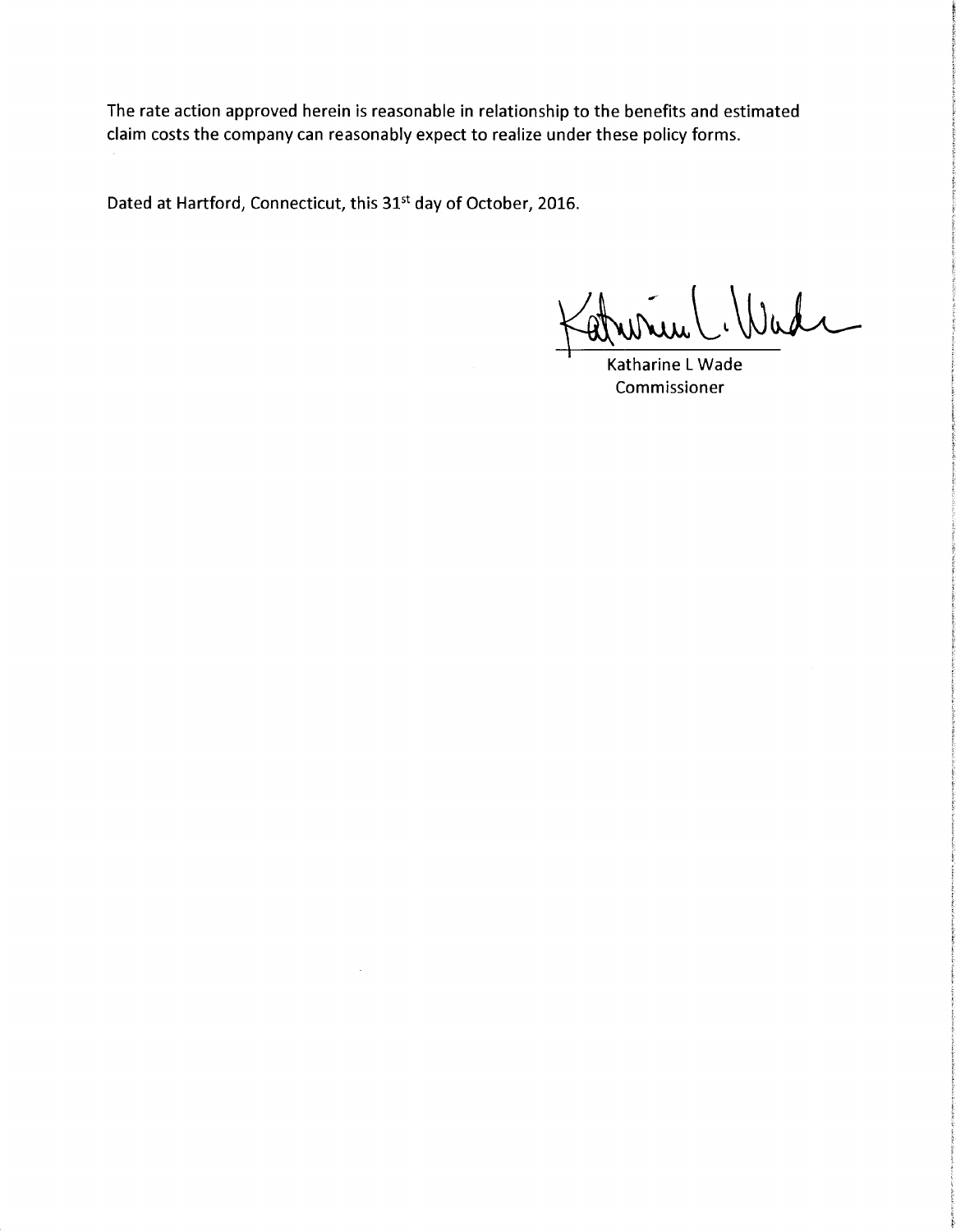The rate action approved herein is reasonable in relationship to the benefits and estimated claim costs the company can reasonably expect to realize under these policy forms.

Dated at Hartford, Connecticut, this 31st day of October, 2016.

Katharine L Wade
Commissioner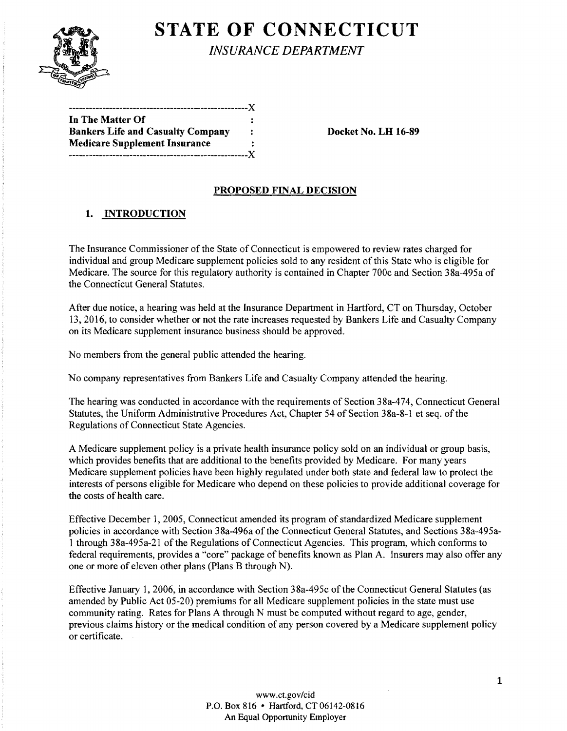# STATE OF CONNECTICUT

*INSURANCE DEPARTMENT*

---

**In The Matter Of**
**Bankers Life and Casualty Company**
**Medicare Supplement Insurance**

---

**Docket No. LH 16-89**

## PROPOSED FINAL DECISION

### 1. INTRODUCTION

The Insurance Commissioner of the State of Connecticut is empowered to review rates charged for individual and group Medicare supplement policies sold to any resident of this State who is eligible for Medicare. The source for this regulatory authority is contained in Chapter 700c and Section 38a-495a of the Connecticut General Statutes.

After due notice, a hearing was held at the Insurance Department in Hartford, CT on Thursday, October 13, 2016, to consider whether or not the rate increases requested by Bankers Life and Casualty Company on its Medicare supplement insurance business should be approved.

No members from the general public attended the hearing.

No company representatives from Bankers Life and Casualty Company attended the hearing.

The hearing was conducted in accordance with the requirements of Section 38a-474, Connecticut General Statutes, the Uniform Administrative Procedures Act, Chapter 54 of Section 38a-8-1 et seq. of the Regulations of Connecticut State Agencies.

A Medicare supplement policy is a private health insurance policy sold on an individual or group basis, which provides benefits that are additional to the benefits provided by Medicare. For many years Medicare supplement policies have been highly regulated under both state and federal law to protect the interests of persons eligible for Medicare who depend on these policies to provide additional coverage for the costs of health care.

Effective December 1, 2005, Connecticut amended its program of standardized Medicare supplement policies in accordance with Section 38a-496a of the Connecticut General Statutes, and Sections 38a-495a-1 through 38a-495a-21 of the Regulations of Connecticut Agencies. This program, which conforms to federal requirements, provides a "core" package of benefits known as Plan A. Insurers may also offer any one or more of eleven other plans (Plans B through N).

Effective January 1, 2006, in accordance with Section 38a-495c of the Connecticut General Statutes (as amended by Public Act 05-20) premiums for all Medicare supplement policies in the state must use community rating. Rates for Plans A through N must be computed without regard to age, gender, previous claims history or the medical condition of any person covered by a Medicare supplement policy or certificate.

www.ct.gov/cid
P.O. Box 816 • Hartford, CT 06142-0816
An Equal Opportunity Employer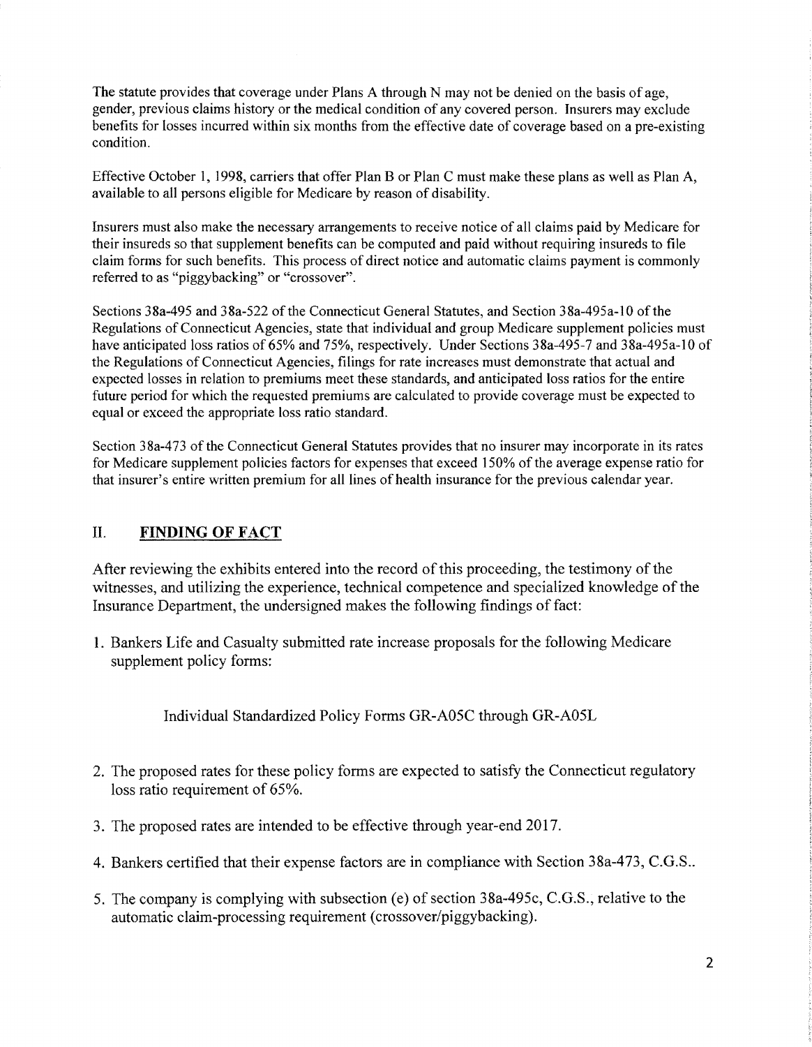The statute provides that coverage under Plans A through N may not be denied on the basis of age, gender, previous claims history or the medical condition of any covered person. Insurers may exclude benefits for losses incurred within six months from the effective date of coverage based on a pre-existing condition.

Effective October 1, 1998, carriers that offer Plan B or Plan C must make these plans as well as Plan A, available to all persons eligible for Medicare by reason of disability.

Insurers must also make the necessary arrangements to receive notice of all claims paid by Medicare for their insureds so that supplement benefits can be computed and paid without requiring insureds to file claim forms for such benefits. This process of direct notice and automatic claims payment is commonly referred to as "piggybacking" or "crossover".

Sections 38a-495 and 38a-522 of the Connecticut General Statutes, and Section 38a-495a-10 of the Regulations of Connecticut Agencies, state that individual and group Medicare supplement policies must have anticipated loss ratios of 65% and 75%, respectively. Under Sections 38a-495-7 and 38a-495a-10 of the Regulations of Connecticut Agencies, filings for rate increases must demonstrate that actual and expected losses in relation to premiums meet these standards, and anticipated loss ratios for the entire future period for which the requested premiums are calculated to provide coverage must be expected to equal or exceed the appropriate loss ratio standard.

Section 38a-473 of the Connecticut General Statutes provides that no insurer may incorporate in its rates for Medicare supplement policies factors for expenses that exceed 150% of the average expense ratio for that insurer's entire written premium for all lines of health insurance for the previous calendar year.

## II. FINDING OF FACT

After reviewing the exhibits entered into the record of this proceeding, the testimony of the witnesses, and utilizing the experience, technical competence and specialized knowledge of the Insurance Department, the undersigned makes the following findings of fact:

1. Bankers Life and Casualty submitted rate increase proposals for the following Medicare supplement policy forms:

   Individual Standardized Policy Forms GR-A05C through GR-A05L

2. The proposed rates for these policy forms are expected to satisfy the Connecticut regulatory loss ratio requirement of 65%.

3. The proposed rates are intended to be effective through year-end 2017.

4. Bankers certified that their expense factors are in compliance with Section 38a-473, C.G.S..

5. The company is complying with subsection (e) of section 38a-495c, C.G.S., relative to the automatic claim-processing requirement (crossover/piggybacking).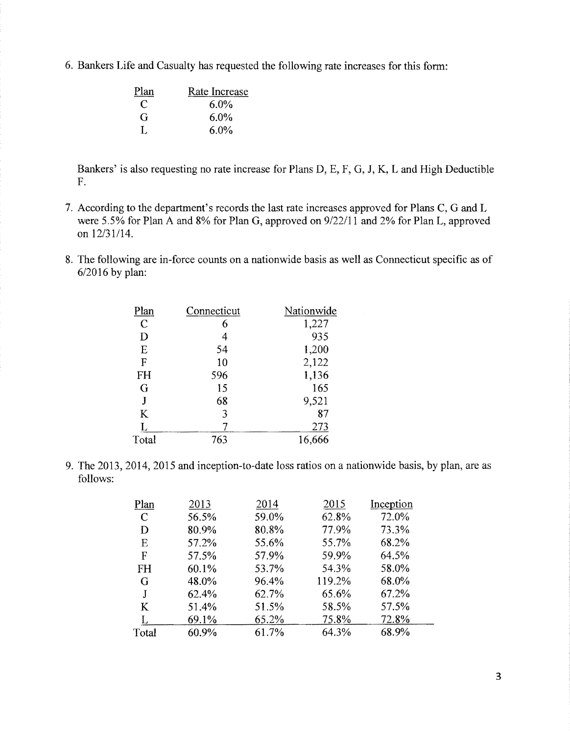6. Bankers Life and Casualty has requested the following rate increases for this form:

| Plan | Rate Increase |
|---|---|
| C | 6.0% |
| G | 6.0% |
| L | 6.0% |

Bankers' is also requesting no rate increase for Plans D, E, F, G, J, K, L and High Deductible F.

7. According to the department's records the last rate increases approved for Plans C, G and L were 5.5% for Plan A and 8% for Plan G, approved on 9/22/11 and 2% for Plan L, approved on 12/31/14.

8. The following are in-force counts on a nationwide basis as well as Connecticut specific as of 6/2016 by plan:

| Plan | Connecticut | Nationwide |
|---|---|---|
| C | 6 | 1,227 |
| D | 4 | 935 |
| E | 54 | 1,200 |
| F | 10 | 2,122 |
| FH | 596 | 1,136 |
| G | 15 | 165 |
| J | 68 | 9,521 |
| K | 3 | 87 |
| L | 7 | 273 |
| Total | 763 | 16,666 |

9. The 2013, 2014, 2015 and inception-to-date loss ratios on a nationwide basis, by plan, are as follows:

| Plan | 2013 | 2014 | 2015 | Inception |
|---|---|---|---|---|
| C | 56.5% | 59.0% | 62.8% | 72.0% |
| D | 80.9% | 80.8% | 77.9% | 73.3% |
| E | 57.2% | 55.6% | 55.7% | 68.2% |
| F | 57.5% | 57.9% | 59.9% | 64.5% |
| FH | 60.1% | 53.7% | 54.3% | 58.0% |
| G | 48.0% | 96.4% | 119.2% | 68.0% |
| J | 62.4% | 62.7% | 65.6% | 67.2% |
| K | 51.4% | 51.5% | 58.5% | 57.5% |
| L | 69.1% | 65.2% | 75.8% | 72.8% |
| Total | 60.9% | 61.7% | 64.3% | 68.9% |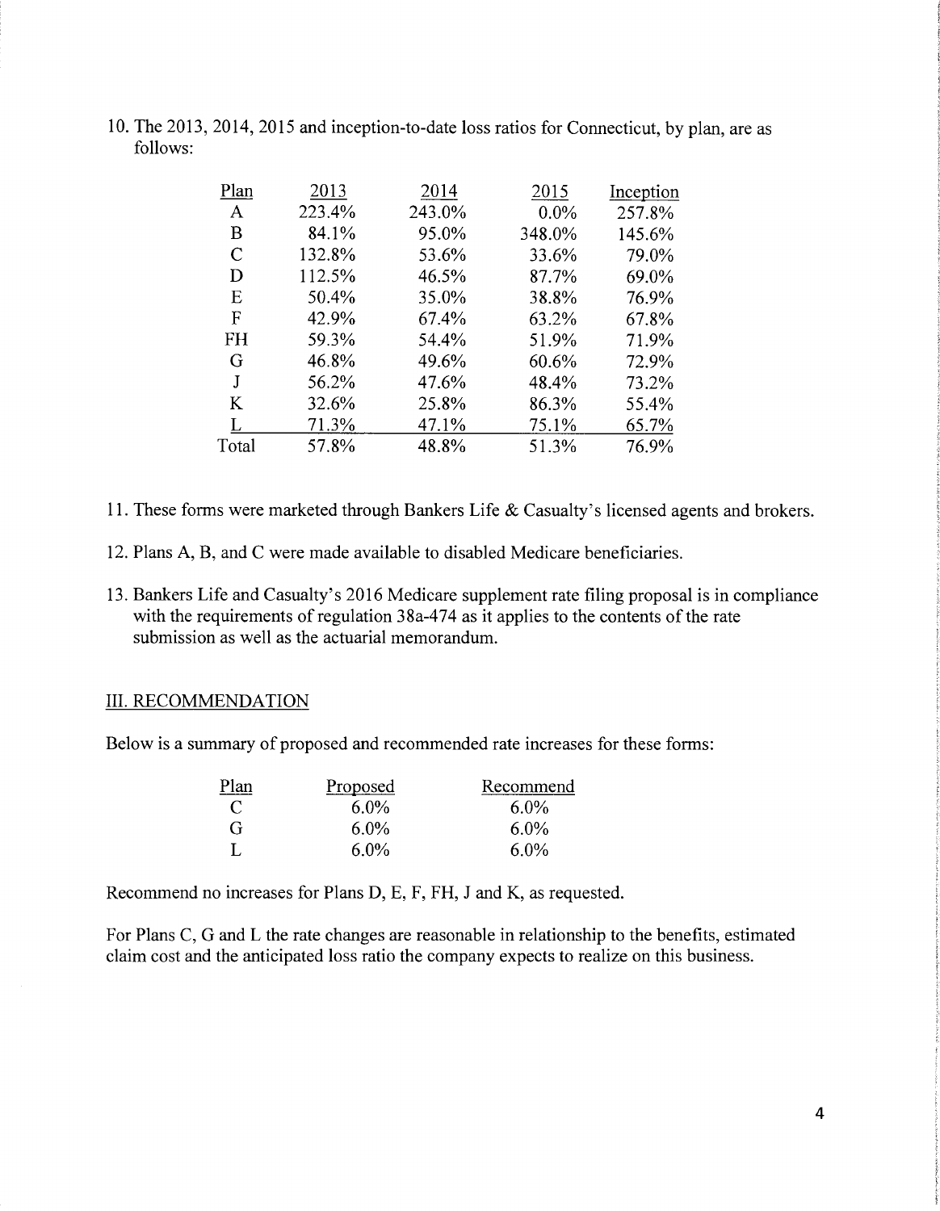10. The 2013, 2014, 2015 and inception-to-date loss ratios for Connecticut, by plan, are as follows:

| Plan | 2013 | 2014 | 2015 | Inception |
|---|---|---|---|---|
| A | 223.4% | 243.0% | 0.0% | 257.8% |
| B | 84.1% | 95.0% | 348.0% | 145.6% |
| C | 132.8% | 53.6% | 33.6% | 79.0% |
| D | 112.5% | 46.5% | 87.7% | 69.0% |
| E | 50.4% | 35.0% | 38.8% | 76.9% |
| F | 42.9% | 67.4% | 63.2% | 67.8% |
| FH | 59.3% | 54.4% | 51.9% | 71.9% |
| G | 46.8% | 49.6% | 60.6% | 72.9% |
| J | 56.2% | 47.6% | 48.4% | 73.2% |
| K | 32.6% | 25.8% | 86.3% | 55.4% |
| L | 71.3% | 47.1% | 75.1% | 65.7% |
| Total | 57.8% | 48.8% | 51.3% | 76.9% |

11. These forms were marketed through Bankers Life & Casualty's licensed agents and brokers.

12. Plans A, B, and C were made available to disabled Medicare beneficiaries.

13. Bankers Life and Casualty's 2016 Medicare supplement rate filing proposal is in compliance with the requirements of regulation 38a-474 as it applies to the contents of the rate submission as well as the actuarial memorandum.

## III. RECOMMENDATION

Below is a summary of proposed and recommended rate increases for these forms:

| Plan | Proposed | Recommend |
|---|---|---|
| C | 6.0% | 6.0% |
| G | 6.0% | 6.0% |
| L | 6.0% | 6.0% |

Recommend no increases for Plans D, E, F, FH, J and K, as requested.

For Plans C, G and L the rate changes are reasonable in relationship to the benefits, estimated claim cost and the anticipated loss ratio the company expects to realize on this business.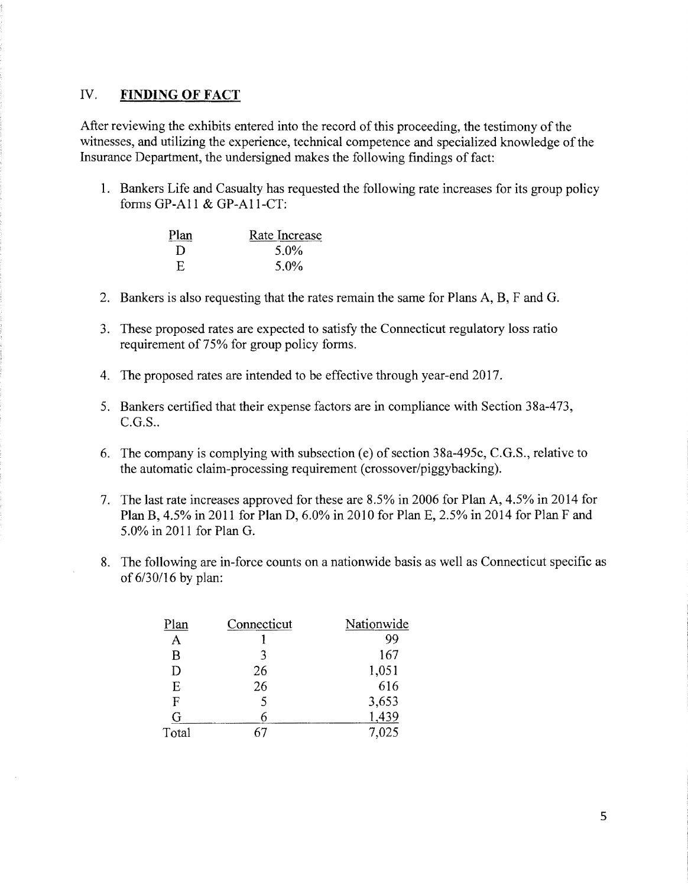## IV. **FINDING OF FACT**

After reviewing the exhibits entered into the record of this proceeding, the testimony of the witnesses, and utilizing the experience, technical competence and specialized knowledge of the Insurance Department, the undersigned makes the following findings of fact:

1. Bankers Life and Casualty has requested the following rate increases for its group policy forms GP-A11 & GP-A11-CT:

| Plan | Rate Increase |
|---|---|
| D | 5.0% |
| E | 5.0% |

2. Bankers is also requesting that the rates remain the same for Plans A, B, F and G.

3. These proposed rates are expected to satisfy the Connecticut regulatory loss ratio requirement of 75% for group policy forms.

4. The proposed rates are intended to be effective through year-end 2017.

5. Bankers certified that their expense factors are in compliance with Section 38a-473, C.G.S..

6. The company is complying with subsection (e) of section 38a-495c, C.G.S., relative to the automatic claim-processing requirement (crossover/piggybacking).

7. The last rate increases approved for these are 8.5% in 2006 for Plan A, 4.5% in 2014 for Plan B, 4.5% in 2011 for Plan D, 6.0% in 2010 for Plan E, 2.5% in 2014 for Plan F and 5.0% in 2011 for Plan G.

8. The following are in-force counts on a nationwide basis as well as Connecticut specific as of 6/30/16 by plan:

| Plan | Connecticut | Nationwide |
|---|---|---|
| A | 1 | 99 |
| B | 3 | 167 |
| D | 26 | 1,051 |
| E | 26 | 616 |
| F | 5 | 3,653 |
| G | 6 | 1,439 |
| Total | 67 | 7,025 |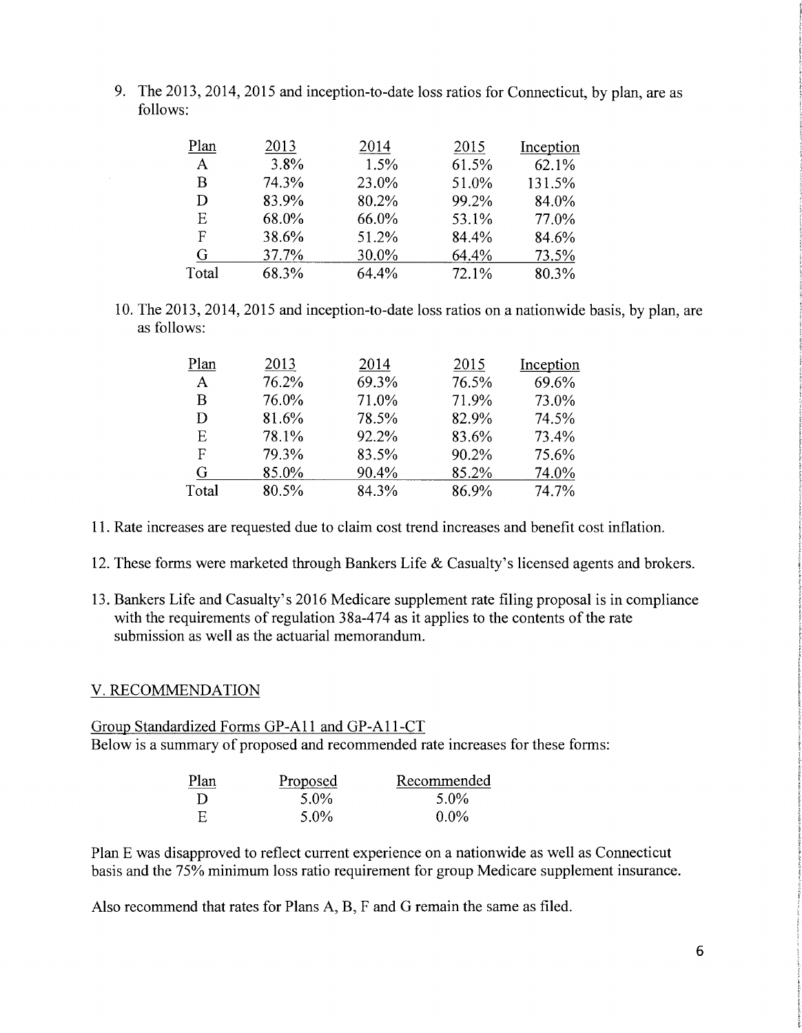9. The 2013, 2014, 2015 and inception-to-date loss ratios for Connecticut, by plan, are as follows:

| Plan | 2013 | 2014 | 2015 | Inception |
|---|---|---|---|---|
| A | 3.8% | 1.5% | 61.5% | 62.1% |
| B | 74.3% | 23.0% | 51.0% | 131.5% |
| D | 83.9% | 80.2% | 99.2% | 84.0% |
| E | 68.0% | 66.0% | 53.1% | 77.0% |
| F | 38.6% | 51.2% | 84.4% | 84.6% |
| G | 37.7% | 30.0% | 64.4% | 73.5% |
| Total | 68.3% | 64.4% | 72.1% | 80.3% |

10. The 2013, 2014, 2015 and inception-to-date loss ratios on a nationwide basis, by plan, are as follows:

| Plan | 2013 | 2014 | 2015 | Inception |
|---|---|---|---|---|
| A | 76.2% | 69.3% | 76.5% | 69.6% |
| B | 76.0% | 71.0% | 71.9% | 73.0% |
| D | 81.6% | 78.5% | 82.9% | 74.5% |
| E | 78.1% | 92.2% | 83.6% | 73.4% |
| F | 79.3% | 83.5% | 90.2% | 75.6% |
| G | 85.0% | 90.4% | 85.2% | 74.0% |
| Total | 80.5% | 84.3% | 86.9% | 74.7% |

11. Rate increases are requested due to claim cost trend increases and benefit cost inflation.

12. These forms were marketed through Bankers Life & Casualty's licensed agents and brokers.

13. Bankers Life and Casualty's 2016 Medicare supplement rate filing proposal is in compliance with the requirements of regulation 38a-474 as it applies to the contents of the rate submission as well as the actuarial memorandum.

## V. RECOMMENDATION

Group Standardized Forms GP-A11 and GP-A11-CT

Below is a summary of proposed and recommended rate increases for these forms:

| Plan | Proposed | Recommended |
|---|---|---|
| D | 5.0% | 5.0% |
| E | 5.0% | 0.0% |

Plan E was disapproved to reflect current experience on a nationwide as well as Connecticut basis and the 75% minimum loss ratio requirement for group Medicare supplement insurance.

Also recommend that rates for Plans A, B, F and G remain the same as filed.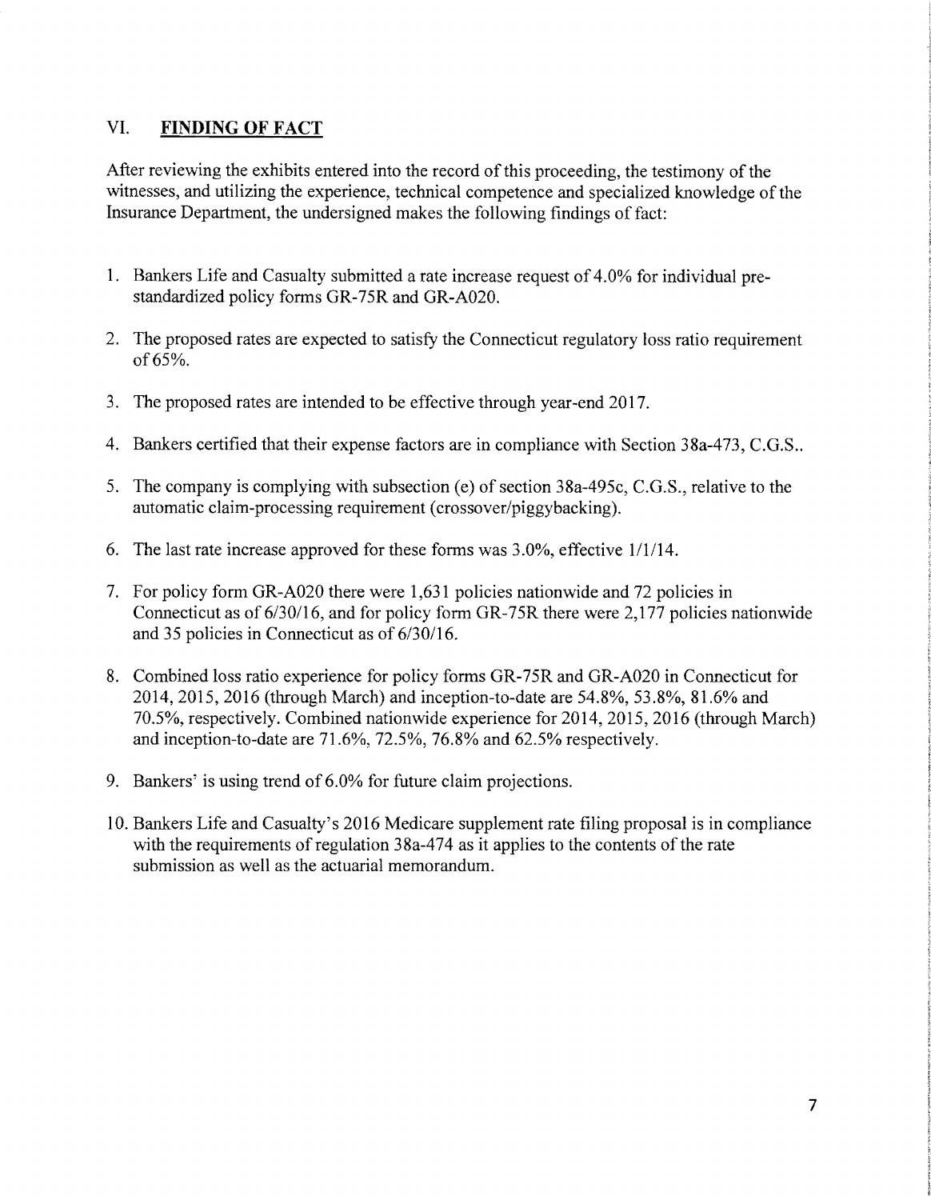## VI. **FINDING OF FACT**

After reviewing the exhibits entered into the record of this proceeding, the testimony of the witnesses, and utilizing the experience, technical competence and specialized knowledge of the Insurance Department, the undersigned makes the following findings of fact:

1. Bankers Life and Casualty submitted a rate increase request of 4.0% for individual pre-standardized policy forms GR-75R and GR-A020.

2. The proposed rates are expected to satisfy the Connecticut regulatory loss ratio requirement of 65%.

3. The proposed rates are intended to be effective through year-end 2017.

4. Bankers certified that their expense factors are in compliance with Section 38a-473, C.G.S..

5. The company is complying with subsection (e) of section 38a-495c, C.G.S., relative to the automatic claim-processing requirement (crossover/piggybacking).

6. The last rate increase approved for these forms was 3.0%, effective 1/1/14.

7. For policy form GR-A020 there were 1,631 policies nationwide and 72 policies in Connecticut as of 6/30/16, and for policy form GR-75R there were 2,177 policies nationwide and 35 policies in Connecticut as of 6/30/16.

8. Combined loss ratio experience for policy forms GR-75R and GR-A020 in Connecticut for 2014, 2015, 2016 (through March) and inception-to-date are 54.8%, 53.8%, 81.6% and 70.5%, respectively. Combined nationwide experience for 2014, 2015, 2016 (through March) and inception-to-date are 71.6%, 72.5%, 76.8% and 62.5% respectively.

9. Bankers' is using trend of 6.0% for future claim projections.

10. Bankers Life and Casualty's 2016 Medicare supplement rate filing proposal is in compliance with the requirements of regulation 38a-474 as it applies to the contents of the rate submission as well as the actuarial memorandum.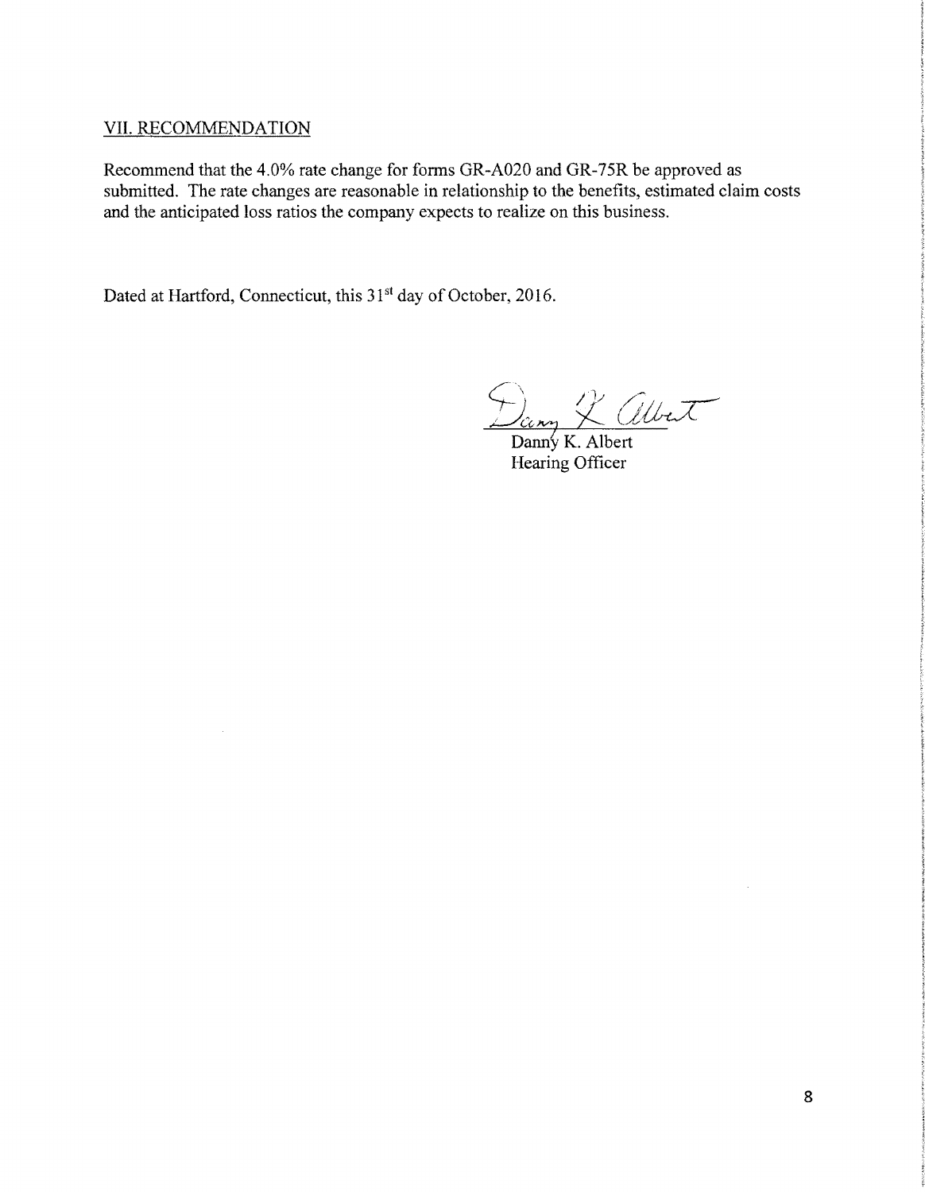## VII. RECOMMENDATION

Recommend that the 4.0% rate change for forms GR-A020 and GR-75R be approved as submitted. The rate changes are reasonable in relationship to the benefits, estimated claim costs and the anticipated loss ratios the company expects to realize on this business.

Dated at Hartford, Connecticut, this 31st day of October, 2016.

Danny K. Albert
Hearing Officer